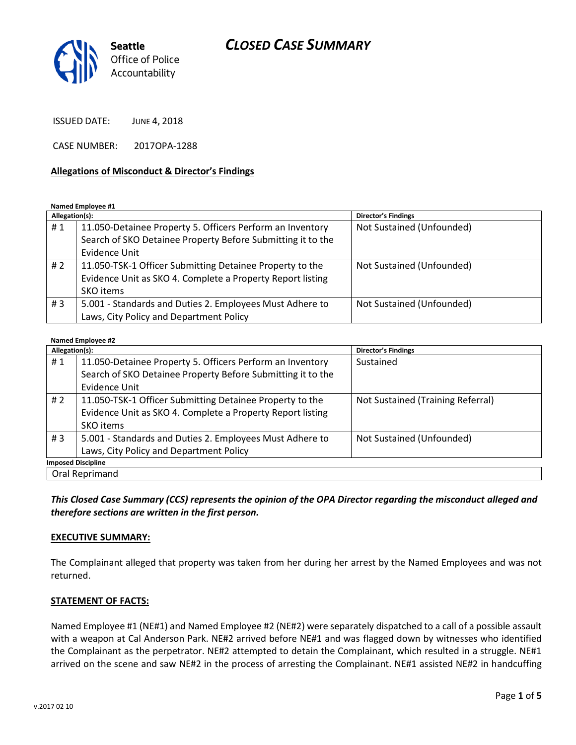Seattle Office of Police Accountability

# CLOSED CASE SUMMARY

ISSUED DATE: JUNE 4, 2018

CASE NUMBER: 2017OPA-1288

**Allegations of Misconduct & Director's Findings**

**Named Employee #1**

| Allegation(s): | | Director's Findings |
|---|---|---|
| # 1 | 11.050-Detainee Property 5. Officers Perform an Inventory Search of SKO Detainee Property Before Submitting it to the Evidence Unit | Not Sustained (Unfounded) |
| # 2 | 11.050-TSK-1 Officer Submitting Detainee Property to the Evidence Unit as SKO 4. Complete a Property Report listing SKO items | Not Sustained (Unfounded) |
| # 3 | 5.001 - Standards and Duties 2. Employees Must Adhere to Laws, City Policy and Department Policy | Not Sustained (Unfounded) |

**Named Employee #2**

| Allegation(s): | | Director's Findings |
|---|---|---|
| # 1 | 11.050-Detainee Property 5. Officers Perform an Inventory Search of SKO Detainee Property Before Submitting it to the Evidence Unit | Sustained |
| # 2 | 11.050-TSK-1 Officer Submitting Detainee Property to the Evidence Unit as SKO 4. Complete a Property Report listing SKO items | Not Sustained (Training Referral) |
| # 3 | 5.001 - Standards and Duties 2. Employees Must Adhere to Laws, City Policy and Department Policy | Not Sustained (Unfounded) |
| **Imposed Discipline** | | |
| Oral Reprimand | | |

***This Closed Case Summary (CCS) represents the opinion of the OPA Director regarding the misconduct alleged and therefore sections are written in the first person.***

**EXECUTIVE SUMMARY:**

The Complainant alleged that property was taken from her during her arrest by the Named Employees and was not returned.

**STATEMENT OF FACTS:**

Named Employee #1 (NE#1) and Named Employee #2 (NE#2) were separately dispatched to a call of a possible assault with a weapon at Cal Anderson Park. NE#2 arrived before NE#1 and was flagged down by witnesses who identified the Complainant as the perpetrator. NE#2 attempted to detain the Complainant, which resulted in a struggle. NE#1 arrived on the scene and saw NE#2 in the process of arresting the Complainant. NE#1 assisted NE#2 in handcuffing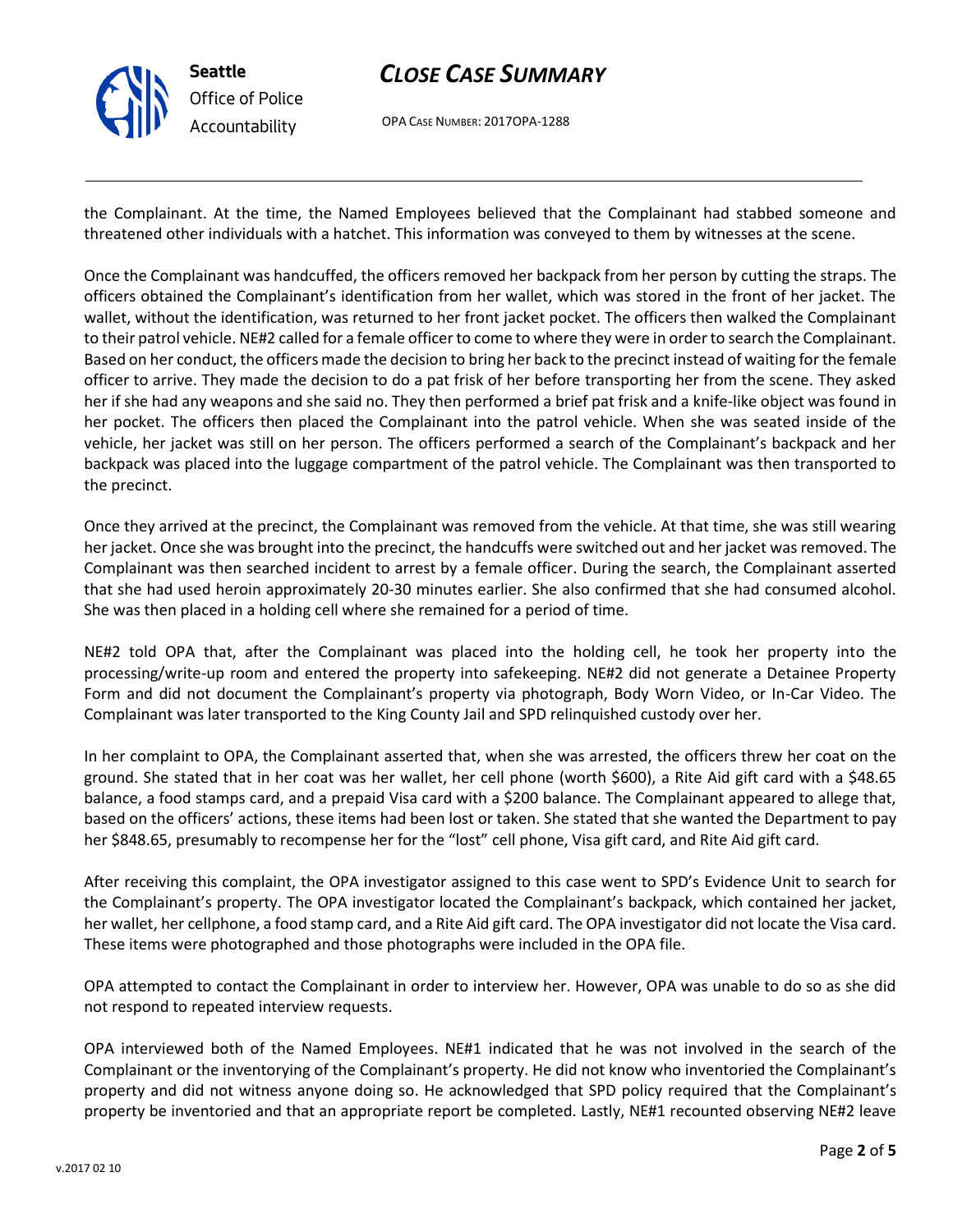the Complainant. At the time, the Named Employees believed that the Complainant had stabbed someone and threatened other individuals with a hatchet. This information was conveyed to them by witnesses at the scene.

Once the Complainant was handcuffed, the officers removed her backpack from her person by cutting the straps. The officers obtained the Complainant's identification from her wallet, which was stored in the front of her jacket. The wallet, without the identification, was returned to her front jacket pocket. The officers then walked the Complainant to their patrol vehicle. NE#2 called for a female officer to come to where they were in order to search the Complainant. Based on her conduct, the officers made the decision to bring her back to the precinct instead of waiting for the female officer to arrive. They made the decision to do a pat frisk of her before transporting her from the scene. They asked her if she had any weapons and she said no. They then performed a brief pat frisk and a knife-like object was found in her pocket. The officers then placed the Complainant into the patrol vehicle. When she was seated inside of the vehicle, her jacket was still on her person. The officers performed a search of the Complainant's backpack and her backpack was placed into the luggage compartment of the patrol vehicle. The Complainant was then transported to the precinct.

Once they arrived at the precinct, the Complainant was removed from the vehicle. At that time, she was still wearing her jacket. Once she was brought into the precinct, the handcuffs were switched out and her jacket was removed. The Complainant was then searched incident to arrest by a female officer. During the search, the Complainant asserted that she had used heroin approximately 20-30 minutes earlier. She also confirmed that she had consumed alcohol. She was then placed in a holding cell where she remained for a period of time.

NE#2 told OPA that, after the Complainant was placed into the holding cell, he took her property into the processing/write-up room and entered the property into safekeeping. NE#2 did not generate a Detainee Property Form and did not document the Complainant's property via photograph, Body Worn Video, or In-Car Video. The Complainant was later transported to the King County Jail and SPD relinquished custody over her.

In her complaint to OPA, the Complainant asserted that, when she was arrested, the officers threw her coat on the ground. She stated that in her coat was her wallet, her cell phone (worth $600), a Rite Aid gift card with a $48.65 balance, a food stamps card, and a prepaid Visa card with a $200 balance. The Complainant appeared to allege that, based on the officers' actions, these items had been lost or taken. She stated that she wanted the Department to pay her $848.65, presumably to recompense her for the "lost" cell phone, Visa gift card, and Rite Aid gift card.

After receiving this complaint, the OPA investigator assigned to this case went to SPD's Evidence Unit to search for the Complainant's property. The OPA investigator located the Complainant's backpack, which contained her jacket, her wallet, her cellphone, a food stamp card, and a Rite Aid gift card. The OPA investigator did not locate the Visa card. These items were photographed and those photographs were included in the OPA file.

OPA attempted to contact the Complainant in order to interview her. However, OPA was unable to do so as she did not respond to repeated interview requests.

OPA interviewed both of the Named Employees. NE#1 indicated that he was not involved in the search of the Complainant or the inventorying of the Complainant's property. He did not know who inventoried the Complainant's property and did not witness anyone doing so. He acknowledged that SPD policy required that the Complainant's property be inventoried and that an appropriate report be completed. Lastly, NE#1 recounted observing NE#2 leave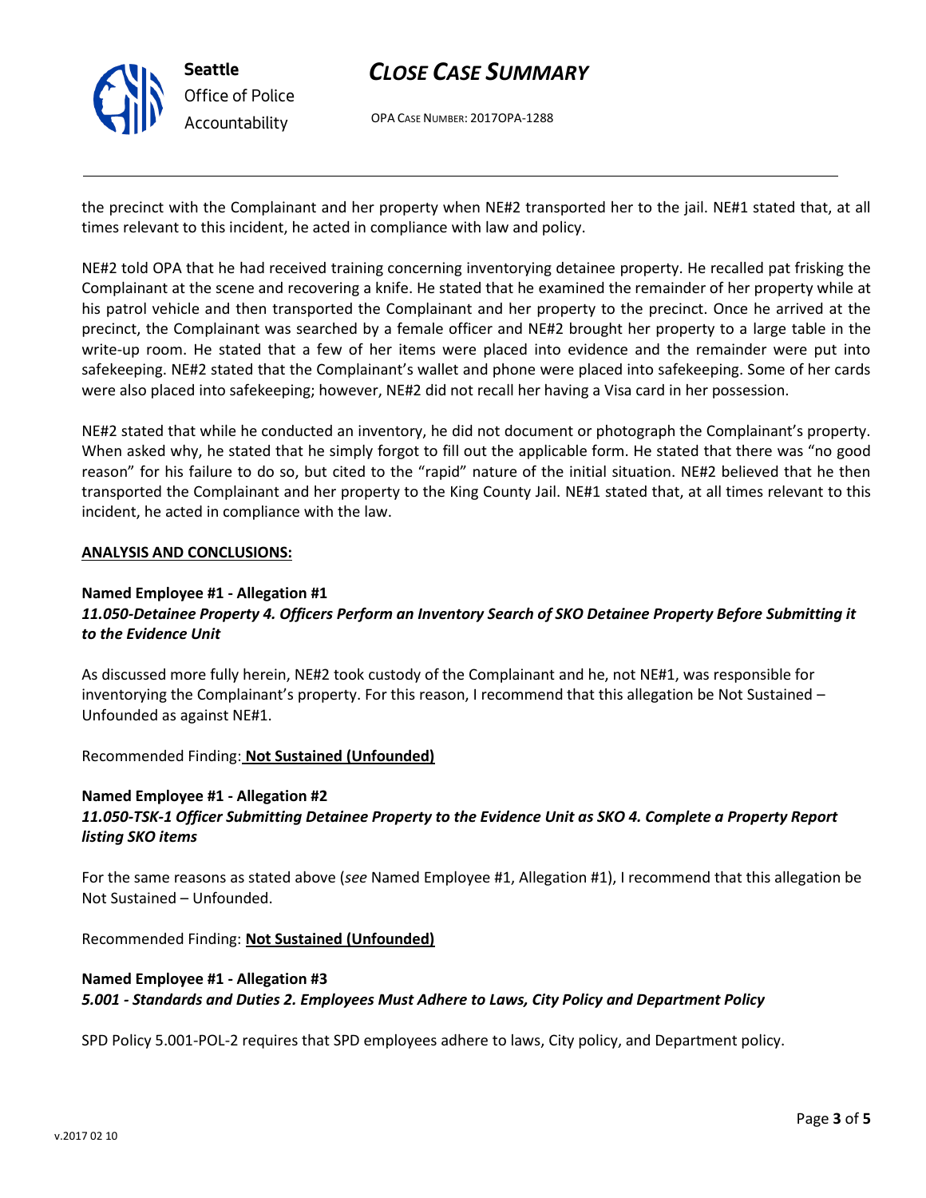the precinct with the Complainant and her property when NE#2 transported her to the jail. NE#1 stated that, at all times relevant to this incident, he acted in compliance with law and policy.

NE#2 told OPA that he had received training concerning inventorying detainee property. He recalled pat frisking the Complainant at the scene and recovering a knife. He stated that he examined the remainder of her property while at his patrol vehicle and then transported the Complainant and her property to the precinct. Once he arrived at the precinct, the Complainant was searched by a female officer and NE#2 brought her property to a large table in the write-up room. He stated that a few of her items were placed into evidence and the remainder were put into safekeeping. NE#2 stated that the Complainant's wallet and phone were placed into safekeeping. Some of her cards were also placed into safekeeping; however, NE#2 did not recall her having a Visa card in her possession.

NE#2 stated that while he conducted an inventory, he did not document or photograph the Complainant's property. When asked why, he stated that he simply forgot to fill out the applicable form. He stated that there was "no good reason" for his failure to do so, but cited to the "rapid" nature of the initial situation. NE#2 believed that he then transported the Complainant and her property to the King County Jail. NE#1 stated that, at all times relevant to this incident, he acted in compliance with the law.

**ANALYSIS AND CONCLUSIONS:**

**Named Employee #1 - Allegation #1**
***11.050-Detainee Property 4. Officers Perform an Inventory Search of SKO Detainee Property Before Submitting it to the Evidence Unit***

As discussed more fully herein, NE#2 took custody of the Complainant and he, not NE#1, was responsible for inventorying the Complainant's property. For this reason, I recommend that this allegation be Not Sustained – Unfounded as against NE#1.

Recommended Finding: **Not Sustained (Unfounded)**

**Named Employee #1 - Allegation #2**
***11.050-TSK-1 Officer Submitting Detainee Property to the Evidence Unit as SKO 4. Complete a Property Report listing SKO items***

For the same reasons as stated above (*see* Named Employee #1, Allegation #1), I recommend that this allegation be Not Sustained – Unfounded.

Recommended Finding: **Not Sustained (Unfounded)**

**Named Employee #1 - Allegation #3**
***5.001 - Standards and Duties 2. Employees Must Adhere to Laws, City Policy and Department Policy***

SPD Policy 5.001-POL-2 requires that SPD employees adhere to laws, City policy, and Department policy.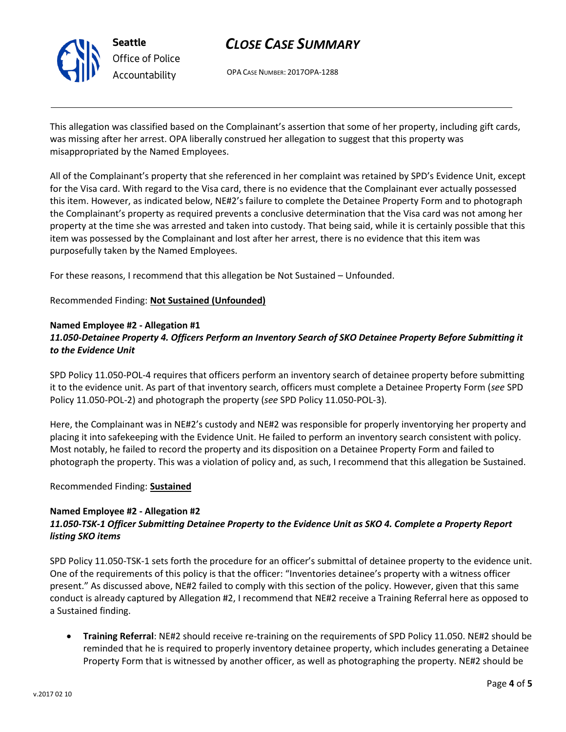This allegation was classified based on the Complainant's assertion that some of her property, including gift cards, was missing after her arrest. OPA liberally construed her allegation to suggest that this property was misappropriated by the Named Employees.

All of the Complainant's property that she referenced in her complaint was retained by SPD's Evidence Unit, except for the Visa card. With regard to the Visa card, there is no evidence that the Complainant ever actually possessed this item. However, as indicated below, NE#2's failure to complete the Detainee Property Form and to photograph the Complainant's property as required prevents a conclusive determination that the Visa card was not among her property at the time she was arrested and taken into custody. That being said, while it is certainly possible that this item was possessed by the Complainant and lost after her arrest, there is no evidence that this item was purposefully taken by the Named Employees.

For these reasons, I recommend that this allegation be Not Sustained – Unfounded.

Recommended Finding: **Not Sustained (Unfounded)**

**Named Employee #2 - Allegation #1**
***11.050-Detainee Property 4. Officers Perform an Inventory Search of SKO Detainee Property Before Submitting it to the Evidence Unit***

SPD Policy 11.050-POL-4 requires that officers perform an inventory search of detainee property before submitting it to the evidence unit. As part of that inventory search, officers must complete a Detainee Property Form (*see* SPD Policy 11.050-POL-2) and photograph the property (*see* SPD Policy 11.050-POL-3).

Here, the Complainant was in NE#2's custody and NE#2 was responsible for properly inventorying her property and placing it into safekeeping with the Evidence Unit. He failed to perform an inventory search consistent with policy. Most notably, he failed to record the property and its disposition on a Detainee Property Form and failed to photograph the property. This was a violation of policy and, as such, I recommend that this allegation be Sustained.

Recommended Finding: **Sustained**

**Named Employee #2 - Allegation #2**
***11.050-TSK-1 Officer Submitting Detainee Property to the Evidence Unit as SKO 4. Complete a Property Report listing SKO items***

SPD Policy 11.050-TSK-1 sets forth the procedure for an officer's submittal of detainee property to the evidence unit. One of the requirements of this policy is that the officer: "Inventories detainee's property with a witness officer present." As discussed above, NE#2 failed to comply with this section of the policy. However, given that this same conduct is already captured by Allegation #2, I recommend that NE#2 receive a Training Referral here as opposed to a Sustained finding.

- **Training Referral**: NE#2 should receive re-training on the requirements of SPD Policy 11.050. NE#2 should be reminded that he is required to properly inventory detainee property, which includes generating a Detainee Property Form that is witnessed by another officer, as well as photographing the property. NE#2 should be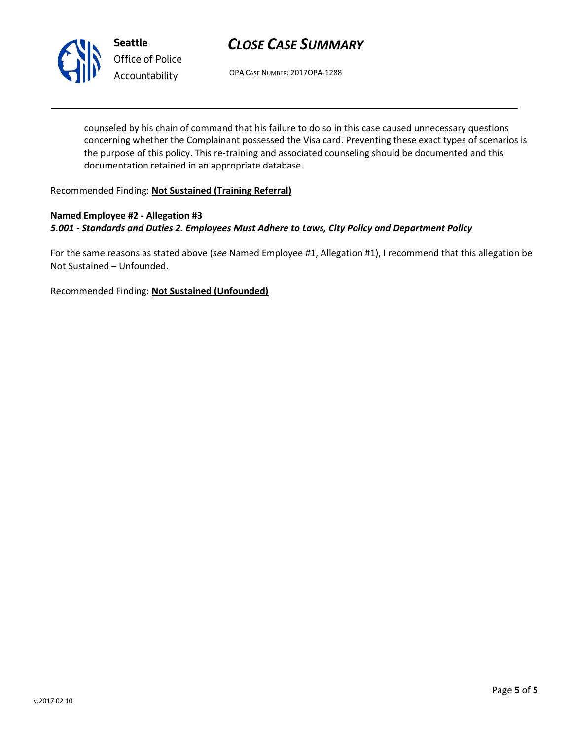counseled by his chain of command that his failure to do so in this case caused unnecessary questions concerning whether the Complainant possessed the Visa card. Preventing these exact types of scenarios is the purpose of this policy. This re-training and associated counseling should be documented and this documentation retained in an appropriate database.

Recommended Finding: **Not Sustained (Training Referral)**

**Named Employee #2 - Allegation #3**
***5.001 - Standards and Duties 2. Employees Must Adhere to Laws, City Policy and Department Policy***

For the same reasons as stated above (*see* Named Employee #1, Allegation #1), I recommend that this allegation be Not Sustained – Unfounded.

Recommended Finding: **Not Sustained (Unfounded)**